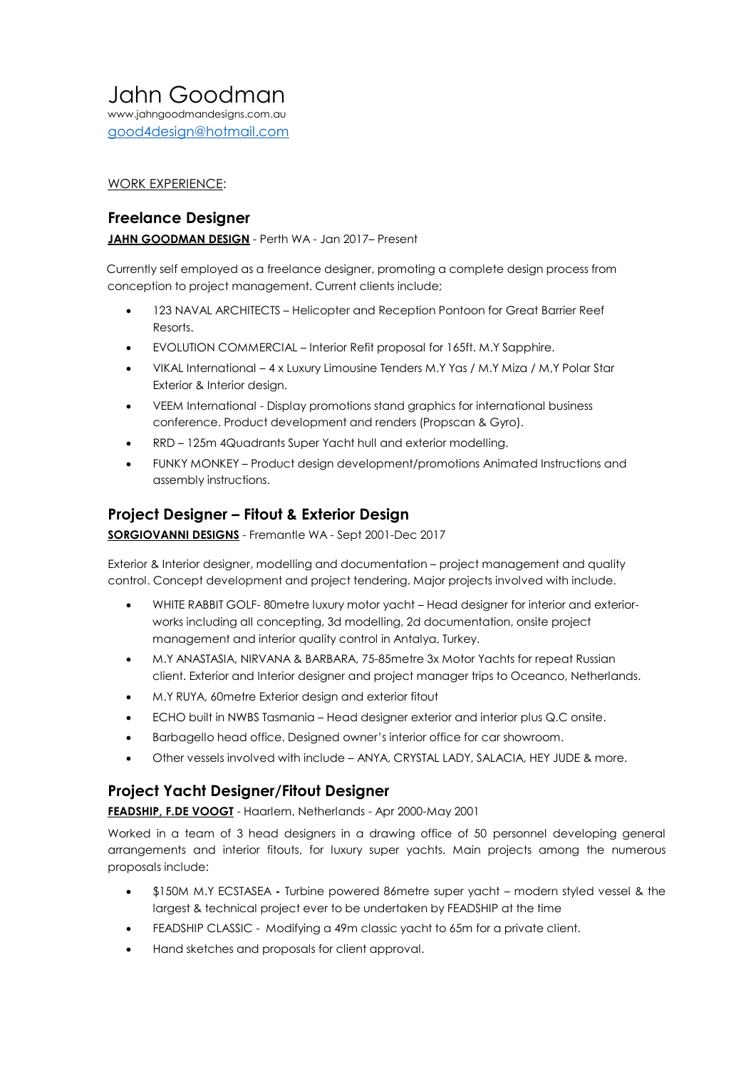# Jahn Goodman

www.jahngoodmandesigns.com.au
good4design@hotmail.com

WORK EXPERIENCE:

## Freelance Designer

**JAHN GOODMAN DESIGN** - Perth WA - Jan 2017– Present

Currently self employed as a freelance designer, promoting a complete design process from conception to project management. Current clients include;

- 123 NAVAL ARCHITECTS – Helicopter and Reception Pontoon for Great Barrier Reef Resorts.
- EVOLUTION COMMERCIAL – Interior Refit proposal for 165ft. M.Y Sapphire.
- VIKAL International – 4 x Luxury Limousine Tenders M.Y Yas / M.Y Miza / M,Y Polar Star Exterior & Interior design.
- VEEM International - Display promotions stand graphics for international business conference. Product development and renders (Propscan & Gyro).
- RRD – 125m 4Quadrants Super Yacht hull and exterior modelling.
- FUNKY MONKEY – Product design development/promotions Animated Instructions and assembly instructions.

## Project Designer – Fitout & Exterior Design

**SORGIOVANNI DESIGNS** - Fremantle WA - Sept 2001-Dec 2017

Exterior & Interior designer, modelling and documentation – project management and quality control. Concept development and project tendering. Major projects involved with include.

- WHITE RABBIT GOLF- 80metre luxury motor yacht – Head designer for interior and exterior-works including all concepting, 3d modelling, 2d documentation, onsite project management and interior quality control in Antalya, Turkey.
- M.Y ANASTASIA, NIRVANA & BARBARA, 75-85metre 3x Motor Yachts for repeat Russian client. Exterior and Interior designer and project manager trips to Oceanco, Netherlands.
- M.Y RUYA, 60metre Exterior design and exterior fitout
- ECHO built in NWBS Tasmania – Head designer exterior and interior plus Q.C onsite.
- Barbagello head office. Designed owner's interior office for car showroom.
- Other vessels involved with include – ANYA, CRYSTAL LADY, SALACIA, HEY JUDE & more.

## Project Yacht Designer/Fitout Designer

**FEADSHIP, F.DE VOOGT** - Haarlem, Netherlands - Apr 2000-May 2001

Worked in a team of 3 head designers in a drawing office of 50 personnel developing general arrangements and interior fitouts, for luxury super yachts. Main projects among the numerous proposals include:

- $150M M.Y ECSTASEA **-** Turbine powered 86metre super yacht – modern styled vessel & the largest & technical project ever to be undertaken by FEADSHIP at the time
- FEADSHIP CLASSIC - Modifying a 49m classic yacht to 65m for a private client.
- Hand sketches and proposals for client approval.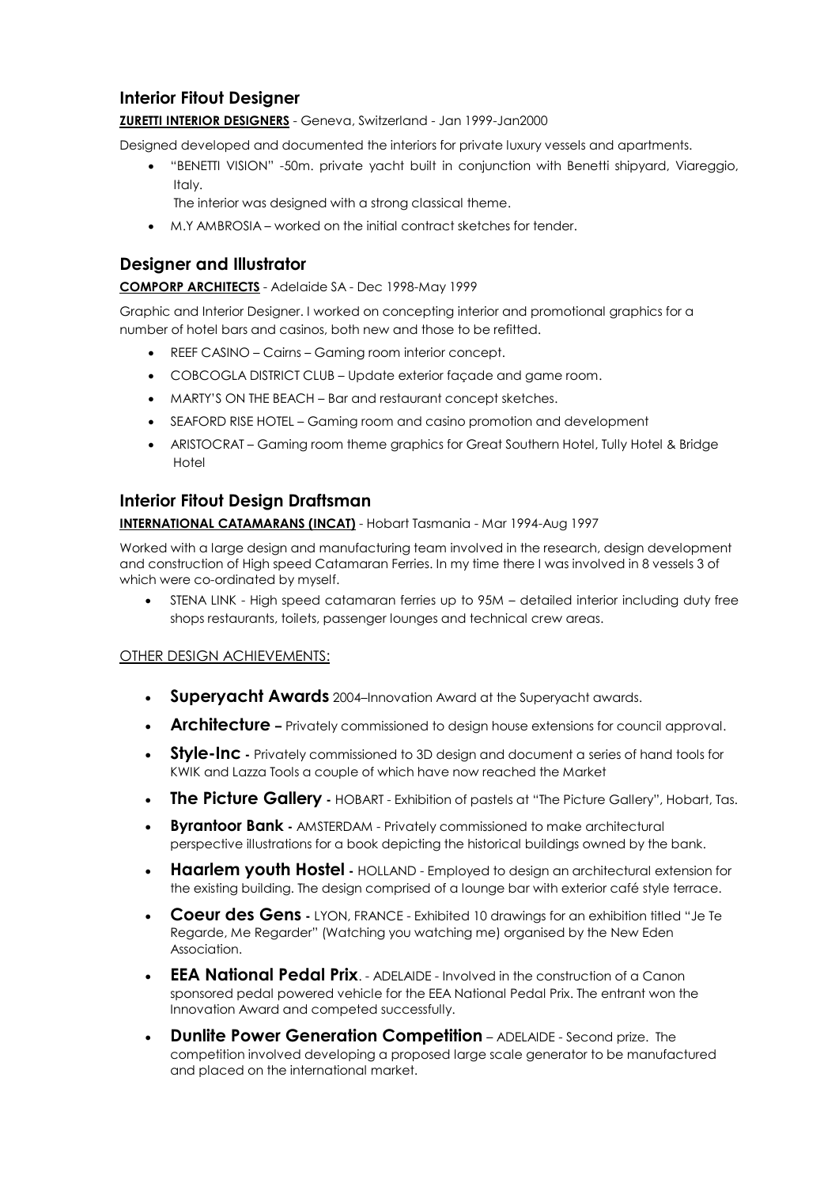## Interior Fitout Designer

**ZURETTI INTERIOR DESIGNERS** - Geneva, Switzerland - Jan 1999-Jan2000

Designed developed and documented the interiors for private luxury vessels and apartments.

- "BENETTI VISION" -50m. private yacht built in conjunction with Benetti shipyard, Viareggio, Italy.
  The interior was designed with a strong classical theme.
- M.Y AMBROSIA – worked on the initial contract sketches for tender.

## Designer and Illustrator

**COMPORP ARCHITECTS** - Adelaide SA - Dec 1998-May 1999

Graphic and Interior Designer. I worked on concepting interior and promotional graphics for a number of hotel bars and casinos, both new and those to be refitted.

- REEF CASINO – Cairns – Gaming room interior concept.
- COBCOGLA DISTRICT CLUB – Update exterior façade and game room.
- MARTY'S ON THE BEACH – Bar and restaurant concept sketches.
- SEAFORD RISE HOTEL – Gaming room and casino promotion and development
- ARISTOCRAT – Gaming room theme graphics for Great Southern Hotel, Tully Hotel & Bridge Hotel

## Interior Fitout Design Draftsman

**INTERNATIONAL CATAMARANS (INCAT)** - Hobart Tasmania - Mar 1994-Aug 1997

Worked with a large design and manufacturing team involved in the research, design development and construction of High speed Catamaran Ferries. In my time there I was involved in 8 vessels 3 of which were co-ordinated by myself.

- STENA LINK - High speed catamaran ferries up to 95M – detailed interior including duty free shops restaurants, toilets, passenger lounges and technical crew areas.

OTHER DESIGN ACHIEVEMENTS:

- **Superyacht Awards** 2004–Innovation Award at the Superyacht awards.
- **Architecture –** Privately commissioned to design house extensions for council approval.
- **Style-Inc -** Privately commissioned to 3D design and document a series of hand tools for KWIK and Lazza Tools a couple of which have now reached the Market
- **The Picture Gallery -** HOBART - Exhibition of pastels at "The Picture Gallery", Hobart, Tas.
- **Byrantoor Bank -** AMSTERDAM - Privately commissioned to make architectural perspective illustrations for a book depicting the historical buildings owned by the bank.
- **Haarlem youth Hostel -** HOLLAND - Employed to design an architectural extension for the existing building. The design comprised of a lounge bar with exterior café style terrace.
- **Coeur des Gens -** LYON, FRANCE - Exhibited 10 drawings for an exhibition titled "Je Te Regarde, Me Regarder" (Watching you watching me) organised by the New Eden Association.
- **EEA National Pedal Prix**. - ADELAIDE - Involved in the construction of a Canon sponsored pedal powered vehicle for the EEA National Pedal Prix. The entrant won the Innovation Award and competed successfully.
- **Dunlite Power Generation Competition** – ADELAIDE - Second prize. The competition involved developing a proposed large scale generator to be manufactured and placed on the international market.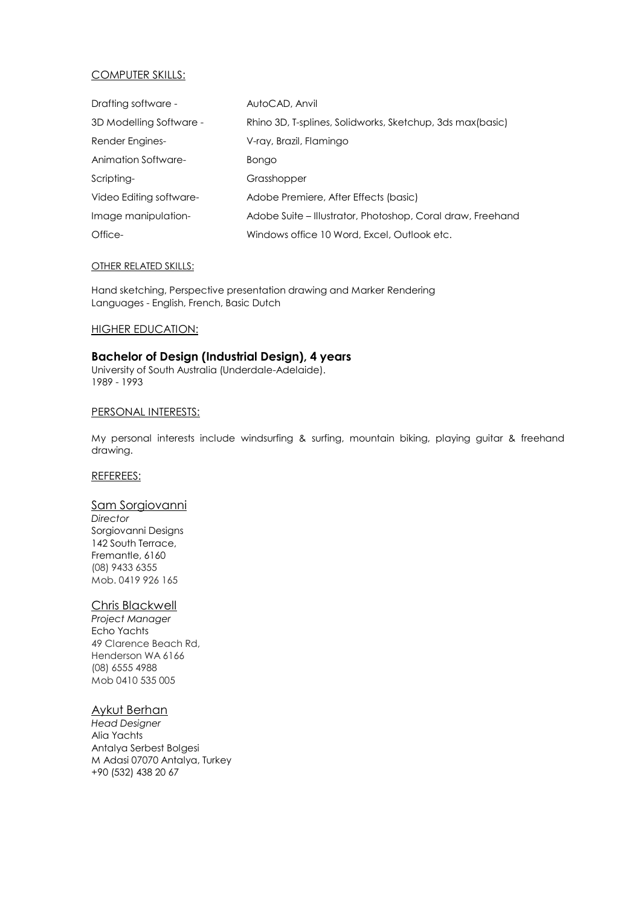## COMPUTER SKILLS:

| | |
|---|---|
| Drafting software - | AutoCAD, Anvil |
| 3D Modelling Software - | Rhino 3D, T-splines, Solidworks, Sketchup, 3ds max(basic) |
| Render Engines- | V-ray, Brazil, Flamingo |
| Animation Software- | Bongo |
| Scripting- | Grasshopper |
| Video Editing software- | Adobe Premiere, After Effects (basic) |
| Image manipulation- | Adobe Suite – Illustrator, Photoshop, Coral draw, Freehand |
| Office- | Windows office 10 Word, Excel, Outlook etc. |

## OTHER RELATED SKILLS:

Hand sketching, Perspective presentation drawing and Marker Rendering
Languages - English, French, Basic Dutch

## HIGHER EDUCATION:

**Bachelor of Design (Industrial Design), 4 years**
University of South Australia (Underdale-Adelaide).
1989 - 1993

## PERSONAL INTERESTS:

My personal interests include windsurfing & surfing, mountain biking, playing guitar & freehand drawing.

## REFEREES:

### Sam Sorgiovanni
*Director*
Sorgiovanni Designs
142 South Terrace,
Fremantle, 6160
(08) 9433 6355
Mob. 0419 926 165

### Chris Blackwell
*Project Manager*
Echo Yachts
49 Clarence Beach Rd,
Henderson WA 6166
(08) 6555 4988
Mob 0410 535 005

### Aykut Berhan
*Head Designer*
Alia Yachts
Antalya Serbest Bolgesi
M Adasi 07070 Antalya, Turkey
+90 (532) 438 20 67